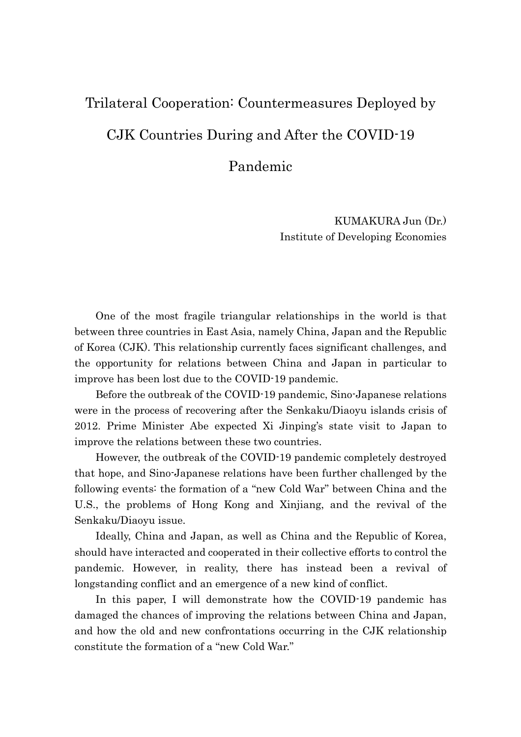# Trilateral Cooperation: Countermeasures Deployed by CJK Countries During and After the COVID-19 Pandemic

KUMAKURA Jun (Dr.)
Institute of Developing Economies

One of the most fragile triangular relationships in the world is that between three countries in East Asia, namely China, Japan and the Republic of Korea (CJK). This relationship currently faces significant challenges, and the opportunity for relations between China and Japan in particular to improve has been lost due to the COVID-19 pandemic.

Before the outbreak of the COVID-19 pandemic, Sino-Japanese relations were in the process of recovering after the Senkaku/Diaoyu islands crisis of 2012. Prime Minister Abe expected Xi Jinping's state visit to Japan to improve the relations between these two countries.

However, the outbreak of the COVID-19 pandemic completely destroyed that hope, and Sino-Japanese relations have been further challenged by the following events: the formation of a "new Cold War" between China and the U.S., the problems of Hong Kong and Xinjiang, and the revival of the Senkaku/Diaoyu issue.

Ideally, China and Japan, as well as China and the Republic of Korea, should have interacted and cooperated in their collective efforts to control the pandemic. However, in reality, there has instead been a revival of longstanding conflict and an emergence of a new kind of conflict.

In this paper, I will demonstrate how the COVID-19 pandemic has damaged the chances of improving the relations between China and Japan, and how the old and new confrontations occurring in the CJK relationship constitute the formation of a "new Cold War."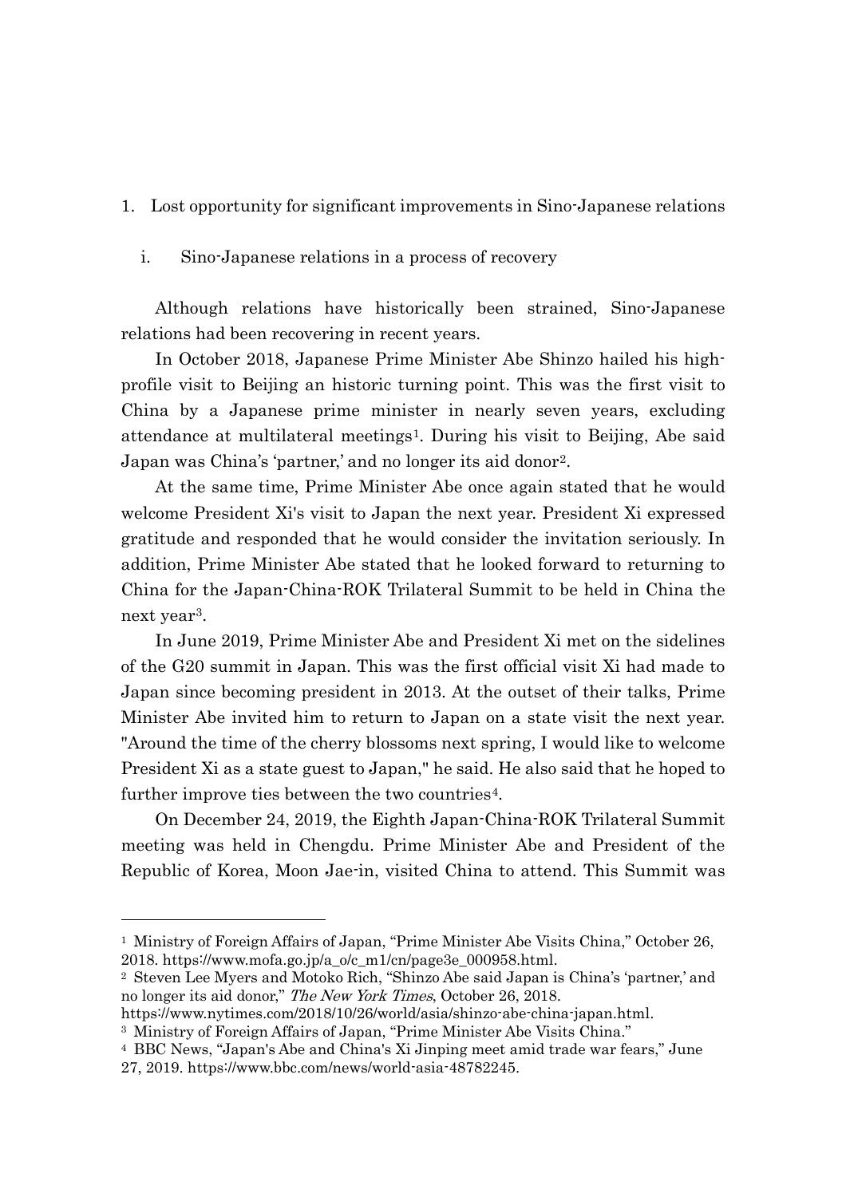## 1. Lost opportunity for significant improvements in Sino-Japanese relations

### i. Sino-Japanese relations in a process of recovery

Although relations have historically been strained, Sino-Japanese relations had been recovering in recent years.

In October 2018, Japanese Prime Minister Abe Shinzo hailed his high-profile visit to Beijing an historic turning point. This was the first visit to China by a Japanese prime minister in nearly seven years, excluding attendance at multilateral meetings[1]. During his visit to Beijing, Abe said Japan was China's 'partner,' and no longer its aid donor[2].

At the same time, Prime Minister Abe once again stated that he would welcome President Xi's visit to Japan the next year. President Xi expressed gratitude and responded that he would consider the invitation seriously. In addition, Prime Minister Abe stated that he looked forward to returning to China for the Japan-China-ROK Trilateral Summit to be held in China the next year[3].

In June 2019, Prime Minister Abe and President Xi met on the sidelines of the G20 summit in Japan. This was the first official visit Xi had made to Japan since becoming president in 2013. At the outset of their talks, Prime Minister Abe invited him to return to Japan on a state visit the next year. "Around the time of the cherry blossoms next spring, I would like to welcome President Xi as a state guest to Japan," he said. He also said that he hoped to further improve ties between the two countries[4].

On December 24, 2019, the Eighth Japan-China-ROK Trilateral Summit meeting was held in Chengdu. Prime Minister Abe and President of the Republic of Korea, Moon Jae-in, visited China to attend. This Summit was

---

[1] Ministry of Foreign Affairs of Japan, "Prime Minister Abe Visits China," October 26, 2018. https://www.mofa.go.jp/a_o/c_m1/cn/page3e_000958.html.

[2] Steven Lee Myers and Motoko Rich, "Shinzo Abe said Japan is China's 'partner,' and no longer its aid donor," *The New York Times*, October 26, 2018. https://www.nytimes.com/2018/10/26/world/asia/shinzo-abe-china-japan.html.

[3] Ministry of Foreign Affairs of Japan, "Prime Minister Abe Visits China."

[4] BBC News, "Japan's Abe and China's Xi Jinping meet amid trade war fears," June 27, 2019. https://www.bbc.com/news/world-asia-48782245.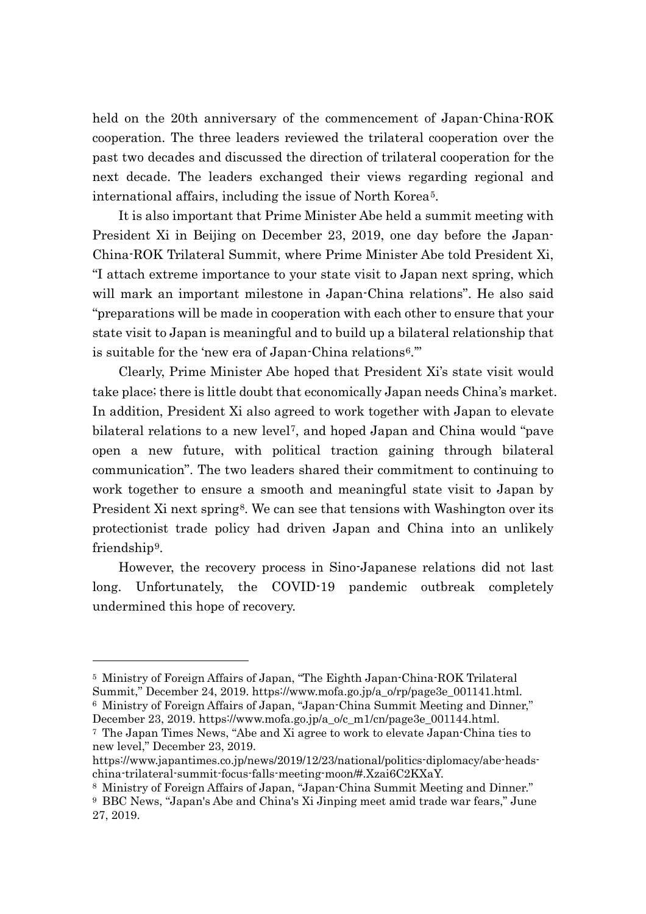held on the 20th anniversary of the commencement of Japan-China-ROK cooperation. The three leaders reviewed the trilateral cooperation over the past two decades and discussed the direction of trilateral cooperation for the next decade. The leaders exchanged their views regarding regional and international affairs, including the issue of North Korea[5].

It is also important that Prime Minister Abe held a summit meeting with President Xi in Beijing on December 23, 2019, one day before the Japan-China-ROK Trilateral Summit, where Prime Minister Abe told President Xi, "I attach extreme importance to your state visit to Japan next spring, which will mark an important milestone in Japan-China relations". He also said "preparations will be made in cooperation with each other to ensure that your state visit to Japan is meaningful and to build up a bilateral relationship that is suitable for the 'new era of Japan-China relations[6].'"

Clearly, Prime Minister Abe hoped that President Xi's state visit would take place; there is little doubt that economically Japan needs China's market. In addition, President Xi also agreed to work together with Japan to elevate bilateral relations to a new level[7], and hoped Japan and China would "pave open a new future, with political traction gaining through bilateral communication". The two leaders shared their commitment to continuing to work together to ensure a smooth and meaningful state visit to Japan by President Xi next spring[8]. We can see that tensions with Washington over its protectionist trade policy had driven Japan and China into an unlikely friendship[9].

However, the recovery process in Sino-Japanese relations did not last long. Unfortunately, the COVID-19 pandemic outbreak completely undermined this hope of recovery.

---

[5] Ministry of Foreign Affairs of Japan, "The Eighth Japan-China-ROK Trilateral Summit," December 24, 2019. https://www.mofa.go.jp/a_o/rp/page3e_001141.html.

[6] Ministry of Foreign Affairs of Japan, "Japan-China Summit Meeting and Dinner," December 23, 2019. https://www.mofa.go.jp/a_o/c_m1/cn/page3e_001144.html.

[7] The Japan Times News, "Abe and Xi agree to work to elevate Japan-China ties to new level," December 23, 2019. https://www.japantimes.co.jp/news/2019/12/23/national/politics-diplomacy/abe-heads-china-trilateral-summit-focus-falls-meeting-moon/#.Xzai6C2KXaY.

[8] Ministry of Foreign Affairs of Japan, "Japan-China Summit Meeting and Dinner."

[9] BBC News, "Japan's Abe and China's Xi Jinping meet amid trade war fears," June 27, 2019.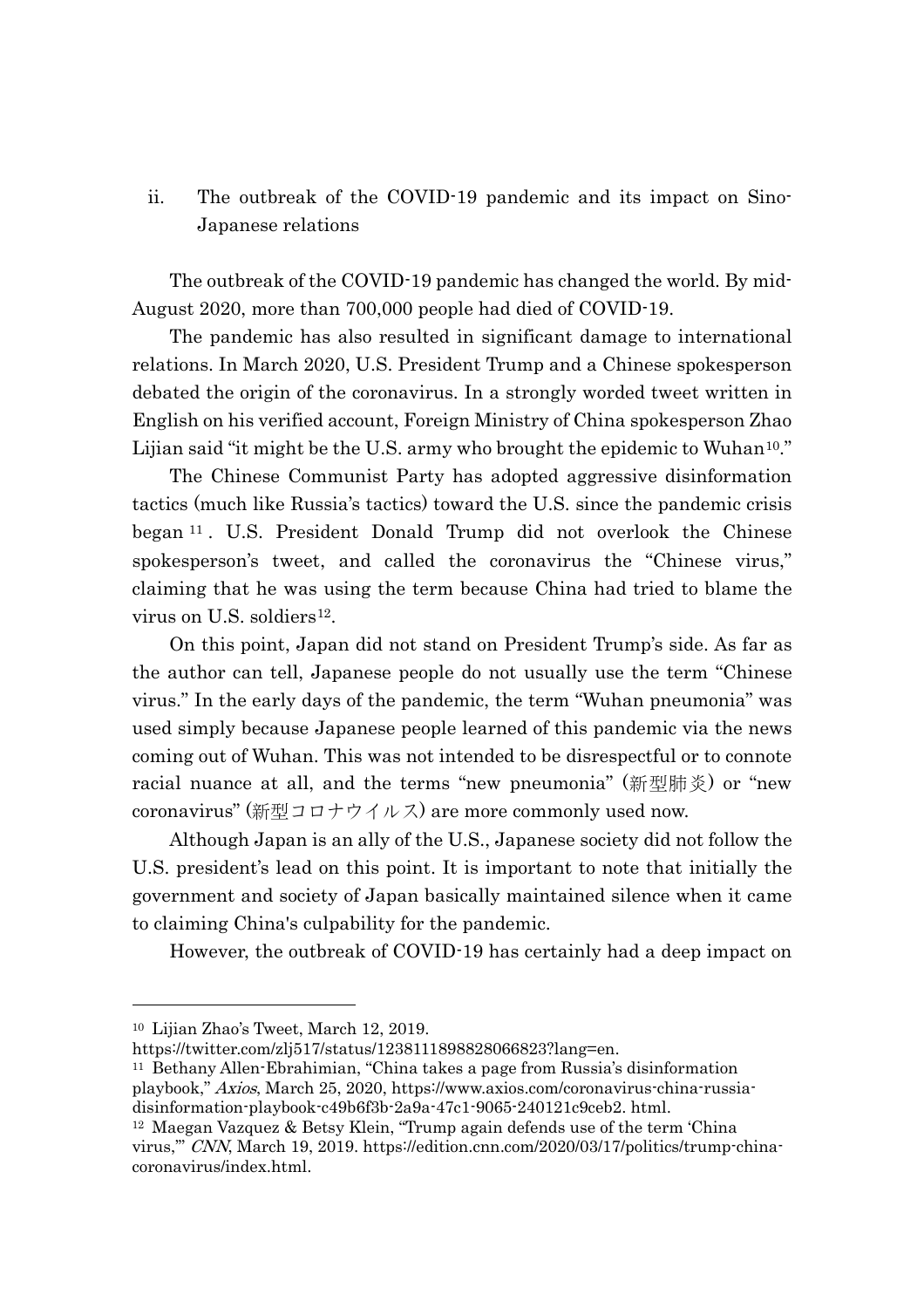ii. The outbreak of the COVID-19 pandemic and its impact on Sino-Japanese relations

The outbreak of the COVID-19 pandemic has changed the world. By mid-August 2020, more than 700,000 people had died of COVID-19.

The pandemic has also resulted in significant damage to international relations. In March 2020, U.S. President Trump and a Chinese spokesperson debated the origin of the coronavirus. In a strongly worded tweet written in English on his verified account, Foreign Ministry of China spokesperson Zhao Lijian said "it might be the U.S. army who brought the epidemic to Wuhan[10]."

The Chinese Communist Party has adopted aggressive disinformation tactics (much like Russia's tactics) toward the U.S. since the pandemic crisis began[11]. U.S. President Donald Trump did not overlook the Chinese spokesperson's tweet, and called the coronavirus the "Chinese virus," claiming that he was using the term because China had tried to blame the virus on U.S. soldiers[12].

On this point, Japan did not stand on President Trump's side. As far as the author can tell, Japanese people do not usually use the term "Chinese virus." In the early days of the pandemic, the term "Wuhan pneumonia" was used simply because Japanese people learned of this pandemic via the news coming out of Wuhan. This was not intended to be disrespectful or to connote racial nuance at all, and the terms "new pneumonia" (新型肺炎) or "new coronavirus" (新型コロナウイルス) are more commonly used now.

Although Japan is an ally of the U.S., Japanese society did not follow the U.S. president's lead on this point. It is important to note that initially the government and society of Japan basically maintained silence when it came to claiming China's culpability for the pandemic.

However, the outbreak of COVID-19 has certainly had a deep impact on

---

[10] Lijian Zhao's Tweet, March 12, 2019. https://twitter.com/zlj517/status/1238111898828066823?lang=en.

[11] Bethany Allen-Ebrahimian, "China takes a page from Russia's disinformation playbook," *Axios*, March 25, 2020, https://www.axios.com/coronavirus-china-russia-disinformation-playbook-c49b6f3b-2a9a-47c1-9065-240121c9ceb2. html.

[12] Maegan Vazquez & Betsy Klein, "Trump again defends use of the term 'China virus,'" *CNN*, March 19, 2019. https://edition.cnn.com/2020/03/17/politics/trump-china-coronavirus/index.html.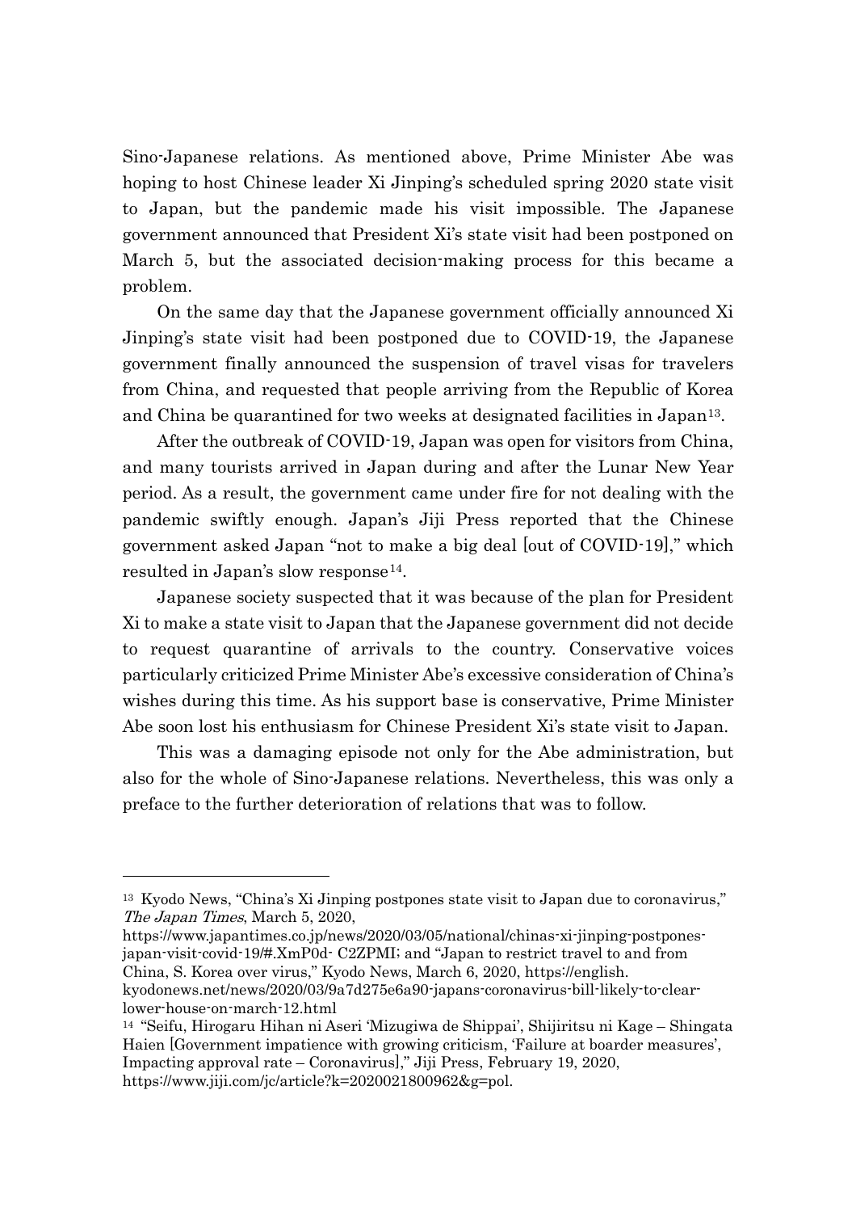Sino-Japanese relations. As mentioned above, Prime Minister Abe was hoping to host Chinese leader Xi Jinping's scheduled spring 2020 state visit to Japan, but the pandemic made his visit impossible. The Japanese government announced that President Xi's state visit had been postponed on March 5, but the associated decision-making process for this became a problem.

On the same day that the Japanese government officially announced Xi Jinping's state visit had been postponed due to COVID-19, the Japanese government finally announced the suspension of travel visas for travelers from China, and requested that people arriving from the Republic of Korea and China be quarantined for two weeks at designated facilities in Japan[13].

After the outbreak of COVID-19, Japan was open for visitors from China, and many tourists arrived in Japan during and after the Lunar New Year period. As a result, the government came under fire for not dealing with the pandemic swiftly enough. Japan's Jiji Press reported that the Chinese government asked Japan "not to make a big deal [out of COVID-19]," which resulted in Japan's slow response[14].

Japanese society suspected that it was because of the plan for President Xi to make a state visit to Japan that the Japanese government did not decide to request quarantine of arrivals to the country. Conservative voices particularly criticized Prime Minister Abe's excessive consideration of China's wishes during this time. As his support base is conservative, Prime Minister Abe soon lost his enthusiasm for Chinese President Xi's state visit to Japan.

This was a damaging episode not only for the Abe administration, but also for the whole of Sino-Japanese relations. Nevertheless, this was only a preface to the further deterioration of relations that was to follow.

---

[13] Kyodo News, "China's Xi Jinping postpones state visit to Japan due to coronavirus," *The Japan Times*, March 5, 2020, https://www.japantimes.co.jp/news/2020/03/05/national/chinas-xi-jinping-postpones-japan-visit-covid-19/#.XmP0d- C2ZPMI; and "Japan to restrict travel to and from China, S. Korea over virus," Kyodo News, March 6, 2020, https://english. kyodonews.net/news/2020/03/9a7d275e6a90-japans-coronavirus-bill-likely-to-clear-lower-house-on-march-12.html

[14] "Seifu, Hirogaru Hihan ni Aseri 'Mizugiwa de Shippai', Shijiritsu ni Kage – Shingata Haien [Government impatience with growing criticism, 'Failure at boarder measures', Impacting approval rate – Coronavirus]," Jiji Press, February 19, 2020, https://www.jiji.com/jc/article?k=2020021800962&g=pol.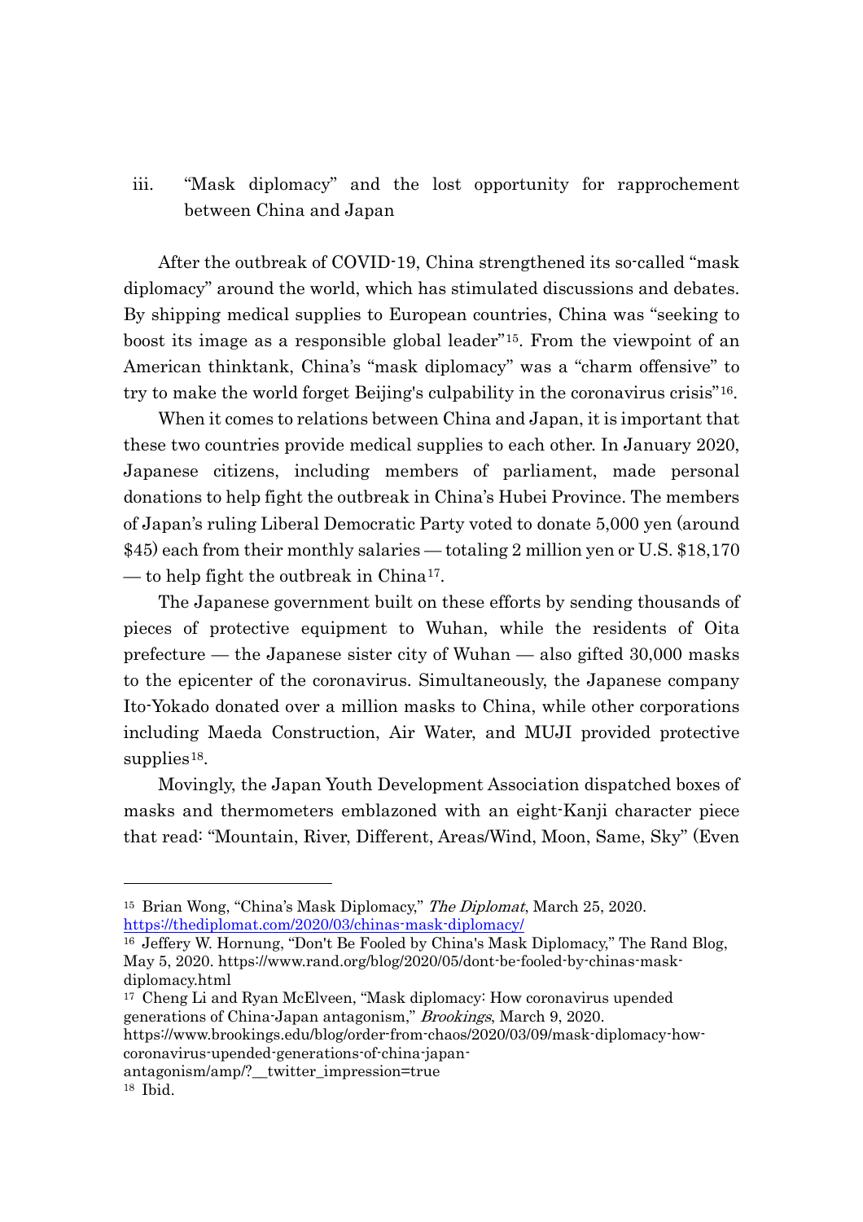### iii. "Mask diplomacy" and the lost opportunity for rapprochement between China and Japan

After the outbreak of COVID-19, China strengthened its so-called "mask diplomacy" around the world, which has stimulated discussions and debates. By shipping medical supplies to European countries, China was "seeking to boost its image as a responsible global leader"[15]. From the viewpoint of an American thinktank, China's "mask diplomacy" was a "charm offensive" to try to make the world forget Beijing's culpability in the coronavirus crisis"[16].

When it comes to relations between China and Japan, it is important that these two countries provide medical supplies to each other. In January 2020, Japanese citizens, including members of parliament, made personal donations to help fight the outbreak in China's Hubei Province. The members of Japan's ruling Liberal Democratic Party voted to donate 5,000 yen (around $45) each from their monthly salaries — totaling 2 million yen or U.S. $18,170 — to help fight the outbreak in China[17].

The Japanese government built on these efforts by sending thousands of pieces of protective equipment to Wuhan, while the residents of Oita prefecture — the Japanese sister city of Wuhan — also gifted 30,000 masks to the epicenter of the coronavirus. Simultaneously, the Japanese company Ito-Yokado donated over a million masks to China, while other corporations including Maeda Construction, Air Water, and MUJI provided protective supplies[18].

Movingly, the Japan Youth Development Association dispatched boxes of masks and thermometers emblazoned with an eight-Kanji character piece that read: "Mountain, River, Different, Areas/Wind, Moon, Same, Sky" (Even

---

[15] Brian Wong, "China's Mask Diplomacy," *The Diplomat*, March 25, 2020. https://thediplomat.com/2020/03/chinas-mask-diplomacy/

[16] Jeffery W. Hornung, "Don't Be Fooled by China's Mask Diplomacy," The Rand Blog, May 5, 2020. https://www.rand.org/blog/2020/05/dont-be-fooled-by-chinas-mask-diplomacy.html

[17] Cheng Li and Ryan McElveen, "Mask diplomacy: How coronavirus upended generations of China-Japan antagonism," *Brookings*, March 9, 2020. https://www.brookings.edu/blog/order-from-chaos/2020/03/09/mask-diplomacy-how-coronavirus-upended-generations-of-china-japan-antagonism/amp/?__twitter_impression=true

[18] Ibid.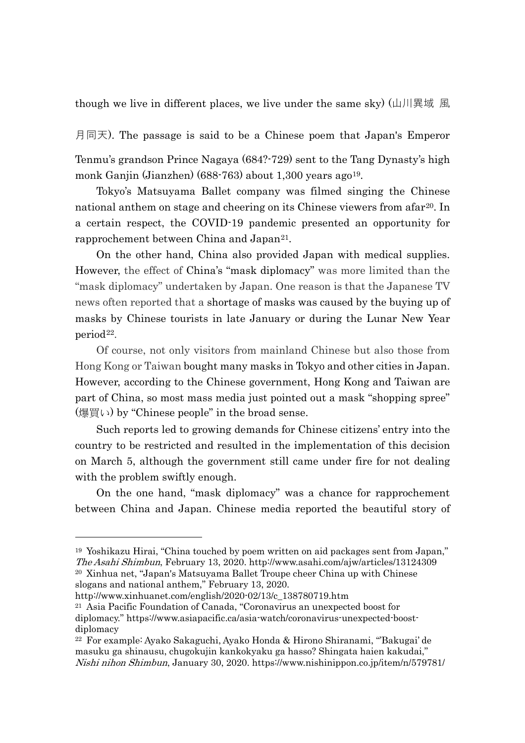though we live in different places, we live under the same sky) (山川異域 風月同天). The passage is said to be a Chinese poem that Japan's Emperor Tenmu's grandson Prince Nagaya (684?-729) sent to the Tang Dynasty's high monk Ganjin (Jianzhen) (688-763) about 1,300 years ago[19].

Tokyo's Matsuyama Ballet company was filmed singing the Chinese national anthem on stage and cheering on its Chinese viewers from afar[20]. In a certain respect, the COVID-19 pandemic presented an opportunity for rapprochement between China and Japan[21].

On the other hand, China also provided Japan with medical supplies. However, the effect of China's "mask diplomacy" was more limited than the "mask diplomacy" undertaken by Japan. One reason is that the Japanese TV news often reported that a shortage of masks was caused by the buying up of masks by Chinese tourists in late January or during the Lunar New Year period[22].

Of course, not only visitors from mainland Chinese but also those from Hong Kong or Taiwan bought many masks in Tokyo and other cities in Japan. However, according to the Chinese government, Hong Kong and Taiwan are part of China, so most mass media just pointed out a mask "shopping spree" (爆買い) by "Chinese people" in the broad sense.

Such reports led to growing demands for Chinese citizens' entry into the country to be restricted and resulted in the implementation of this decision on March 5, although the government still came under fire for not dealing with the problem swiftly enough.

On the one hand, "mask diplomacy" was a chance for rapprochement between China and Japan. Chinese media reported the beautiful story of

---

[19] Yoshikazu Hirai, "China touched by poem written on aid packages sent from Japan," *The Asahi Shimbun*, February 13, 2020. http://www.asahi.com/ajw/articles/13124309

[20] Xinhua net, "Japan's Matsuyama Ballet Troupe cheer China up with Chinese slogans and national anthem," February 13, 2020. http://www.xinhuanet.com/english/2020-02/13/c_138780719.htm

[21] Asia Pacific Foundation of Canada, "Coronavirus an unexpected boost for diplomacy." https://www.asiapacific.ca/asia-watch/coronavirus-unexpected-boost-diplomacy

[22] For example: Ayako Sakaguchi, Ayako Honda & Hirono Shiranami, "'Bakugai' de masuku ga shinausu, chugokujin kankokyaku ga hasso? Shingata haien kakudai," *Nishi nihon Shimbun*, January 30, 2020. https://www.nishinippon.co.jp/item/n/579781/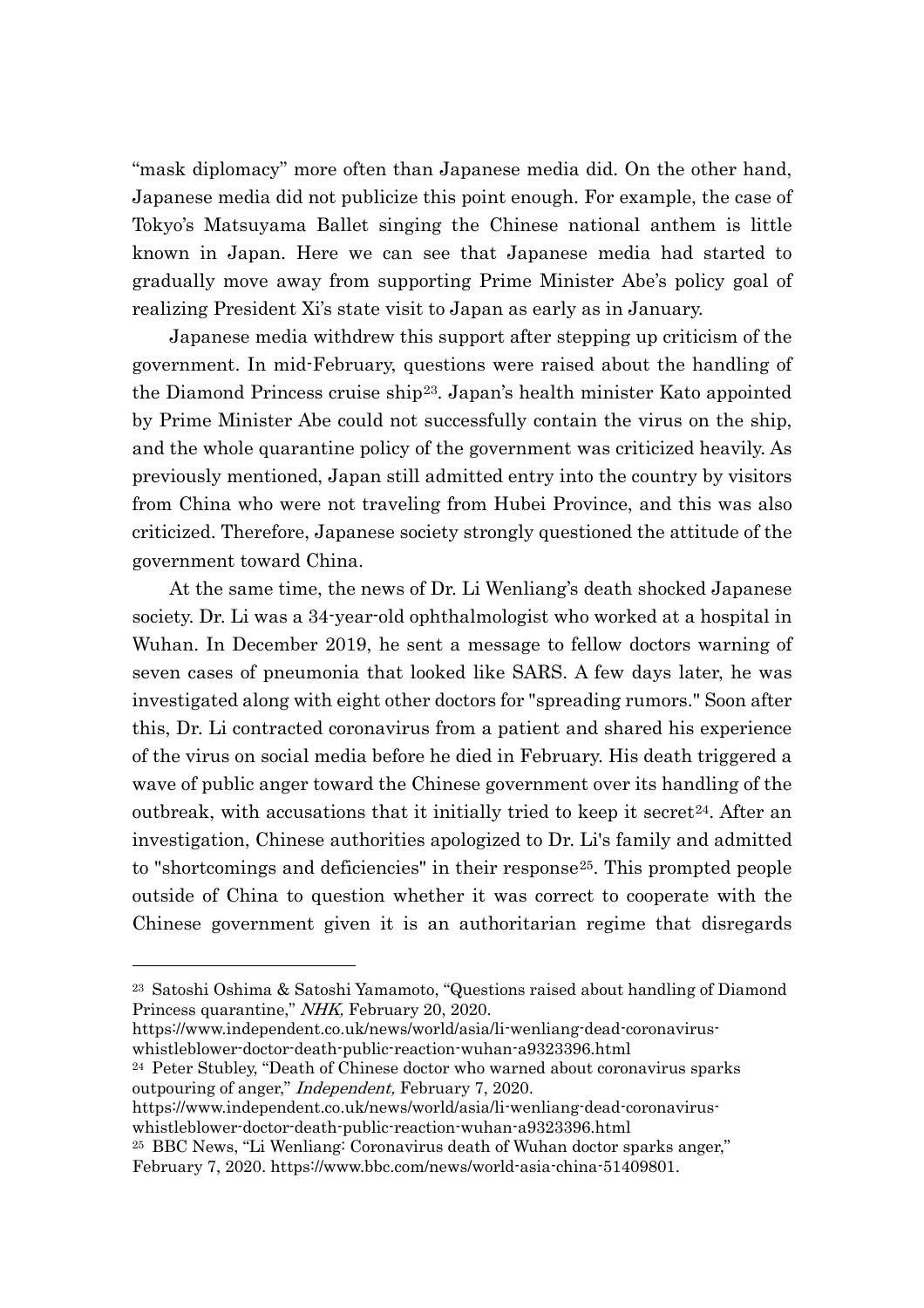"mask diplomacy" more often than Japanese media did. On the other hand, Japanese media did not publicize this point enough. For example, the case of Tokyo's Matsuyama Ballet singing the Chinese national anthem is little known in Japan. Here we can see that Japanese media had started to gradually move away from supporting Prime Minister Abe's policy goal of realizing President Xi's state visit to Japan as early as in January.

Japanese media withdrew this support after stepping up criticism of the government. In mid-February, questions were raised about the handling of the Diamond Princess cruise ship[23]. Japan's health minister Kato appointed by Prime Minister Abe could not successfully contain the virus on the ship, and the whole quarantine policy of the government was criticized heavily. As previously mentioned, Japan still admitted entry into the country by visitors from China who were not traveling from Hubei Province, and this was also criticized. Therefore, Japanese society strongly questioned the attitude of the government toward China.

At the same time, the news of Dr. Li Wenliang's death shocked Japanese society. Dr. Li was a 34-year-old ophthalmologist who worked at a hospital in Wuhan. In December 2019, he sent a message to fellow doctors warning of seven cases of pneumonia that looked like SARS. A few days later, he was investigated along with eight other doctors for "spreading rumors." Soon after this, Dr. Li contracted coronavirus from a patient and shared his experience of the virus on social media before he died in February. His death triggered a wave of public anger toward the Chinese government over its handling of the outbreak, with accusations that it initially tried to keep it secret[24]. After an investigation, Chinese authorities apologized to Dr. Li's family and admitted to "shortcomings and deficiencies" in their response[25]. This prompted people outside of China to question whether it was correct to cooperate with the Chinese government given it is an authoritarian regime that disregards

---

[23] Satoshi Oshima & Satoshi Yamamoto, "Questions raised about handling of Diamond Princess quarantine," *NHK,* February 20, 2020. https://www.independent.co.uk/news/world/asia/li-wenliang-dead-coronavirus-whistleblower-doctor-death-public-reaction-wuhan-a9323396.html

[24] Peter Stubley, "Death of Chinese doctor who warned about coronavirus sparks outpouring of anger," *Independent,* February 7, 2020. https://www.independent.co.uk/news/world/asia/li-wenliang-dead-coronavirus-whistleblower-doctor-death-public-reaction-wuhan-a9323396.html

[25] BBC News, "Li Wenliang: Coronavirus death of Wuhan doctor sparks anger," February 7, 2020. https://www.bbc.com/news/world-asia-china-51409801.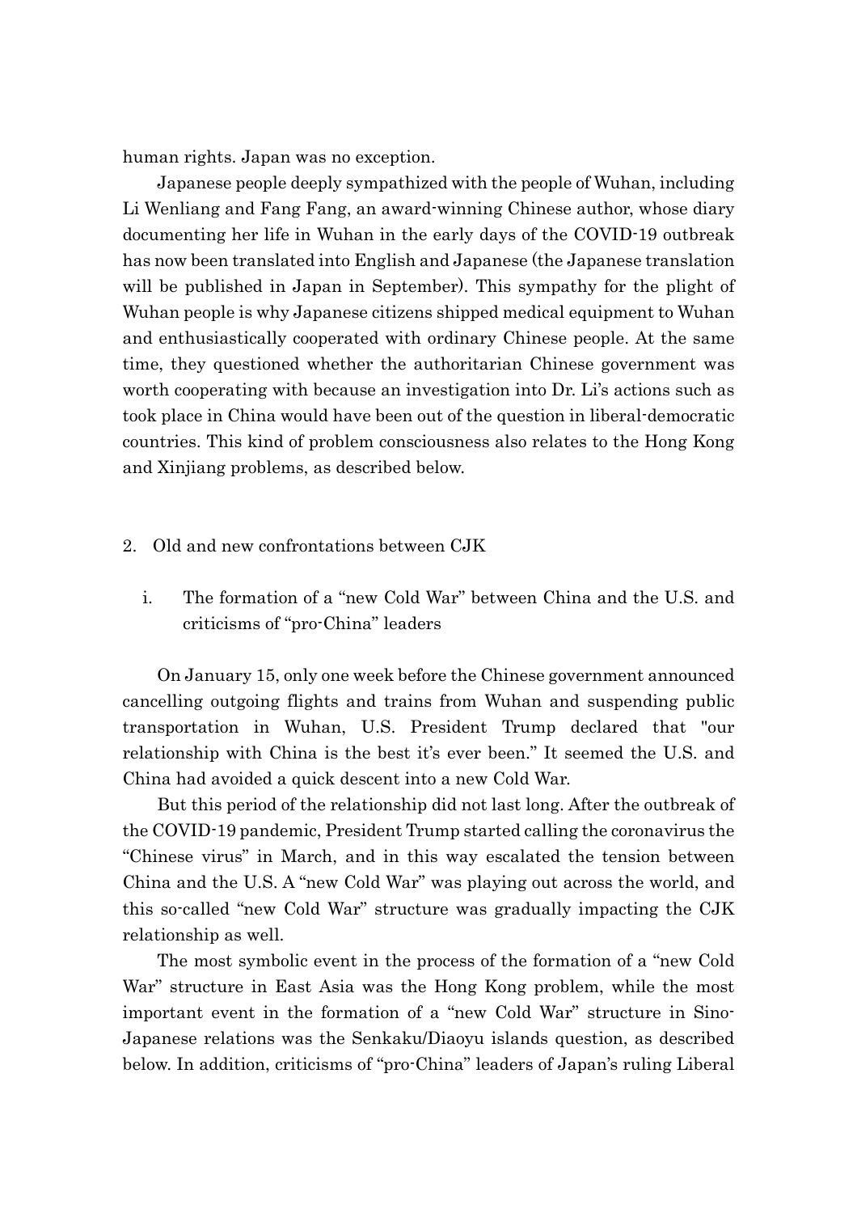human rights. Japan was no exception.

Japanese people deeply sympathized with the people of Wuhan, including Li Wenliang and Fang Fang, an award-winning Chinese author, whose diary documenting her life in Wuhan in the early days of the COVID-19 outbreak has now been translated into English and Japanese (the Japanese translation will be published in Japan in September). This sympathy for the plight of Wuhan people is why Japanese citizens shipped medical equipment to Wuhan and enthusiastically cooperated with ordinary Chinese people. At the same time, they questioned whether the authoritarian Chinese government was worth cooperating with because an investigation into Dr. Li's actions such as took place in China would have been out of the question in liberal-democratic countries. This kind of problem consciousness also relates to the Hong Kong and Xinjiang problems, as described below.

## 2. Old and new confrontations between CJK

### i. The formation of a "new Cold War" between China and the U.S. and criticisms of "pro-China" leaders

On January 15, only one week before the Chinese government announced cancelling outgoing flights and trains from Wuhan and suspending public transportation in Wuhan, U.S. President Trump declared that "our relationship with China is the best it's ever been." It seemed the U.S. and China had avoided a quick descent into a new Cold War.

But this period of the relationship did not last long. After the outbreak of the COVID-19 pandemic, President Trump started calling the coronavirus the "Chinese virus" in March, and in this way escalated the tension between China and the U.S. A "new Cold War" was playing out across the world, and this so-called "new Cold War" structure was gradually impacting the CJK relationship as well.

The most symbolic event in the process of the formation of a "new Cold War" structure in East Asia was the Hong Kong problem, while the most important event in the formation of a "new Cold War" structure in Sino-Japanese relations was the Senkaku/Diaoyu islands question, as described below. In addition, criticisms of "pro-China" leaders of Japan's ruling Liberal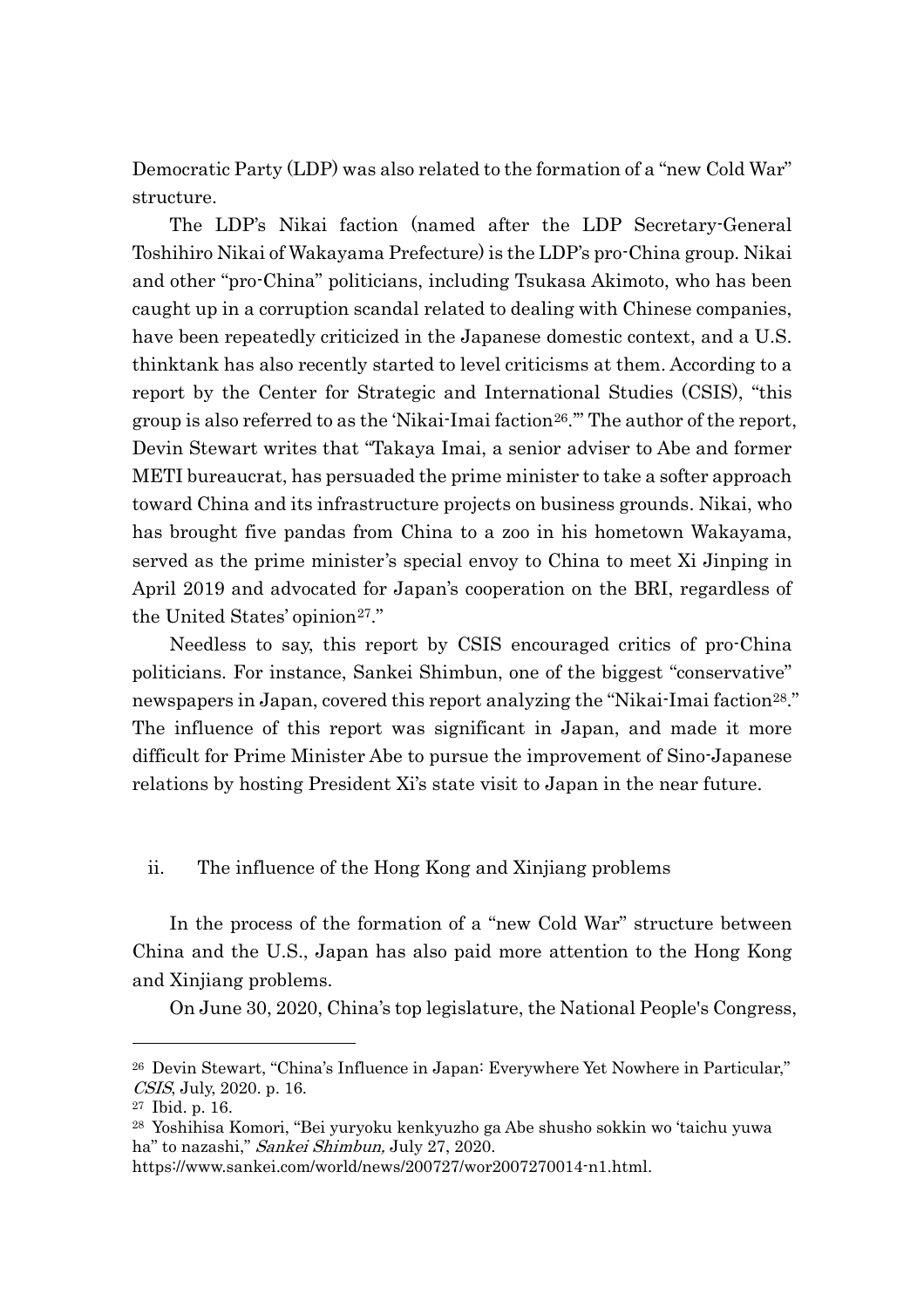Democratic Party (LDP) was also related to the formation of a "new Cold War" structure.

The LDP's Nikai faction (named after the LDP Secretary-General Toshihiro Nikai of Wakayama Prefecture) is the LDP's pro-China group. Nikai and other "pro-China" politicians, including Tsukasa Akimoto, who has been caught up in a corruption scandal related to dealing with Chinese companies, have been repeatedly criticized in the Japanese domestic context, and a U.S. thinktank has also recently started to level criticisms at them. According to a report by the Center for Strategic and International Studies (CSIS), "this group is also referred to as the 'Nikai-Imai faction[26].'" The author of the report, Devin Stewart writes that "Takaya Imai, a senior adviser to Abe and former METI bureaucrat, has persuaded the prime minister to take a softer approach toward China and its infrastructure projects on business grounds. Nikai, who has brought five pandas from China to a zoo in his hometown Wakayama, served as the prime minister's special envoy to China to meet Xi Jinping in April 2019 and advocated for Japan's cooperation on the BRI, regardless of the United States' opinion[27]."

Needless to say, this report by CSIS encouraged critics of pro-China politicians. For instance, Sankei Shimbun, one of the biggest "conservative" newspapers in Japan, covered this report analyzing the "Nikai-Imai faction[28]." The influence of this report was significant in Japan, and made it more difficult for Prime Minister Abe to pursue the improvement of Sino-Japanese relations by hosting President Xi's state visit to Japan in the near future.

ii. The influence of the Hong Kong and Xinjiang problems

In the process of the formation of a "new Cold War" structure between China and the U.S., Japan has also paid more attention to the Hong Kong and Xinjiang problems.

On June 30, 2020, China's top legislature, the National People's Congress,

---

[26] Devin Stewart, "China's Influence in Japan: Everywhere Yet Nowhere in Particular," *CSIS*, July, 2020. p. 16.

[27] Ibid. p. 16.

[28] Yoshihisa Komori, "Bei yuryoku kenkyuzho ga Abe shusho sokkin wo 'taichu yuwa ha" to nazashi," *Sankei Shimbun,* July 27, 2020. https://www.sankei.com/world/news/200727/wor2007270014-n1.html.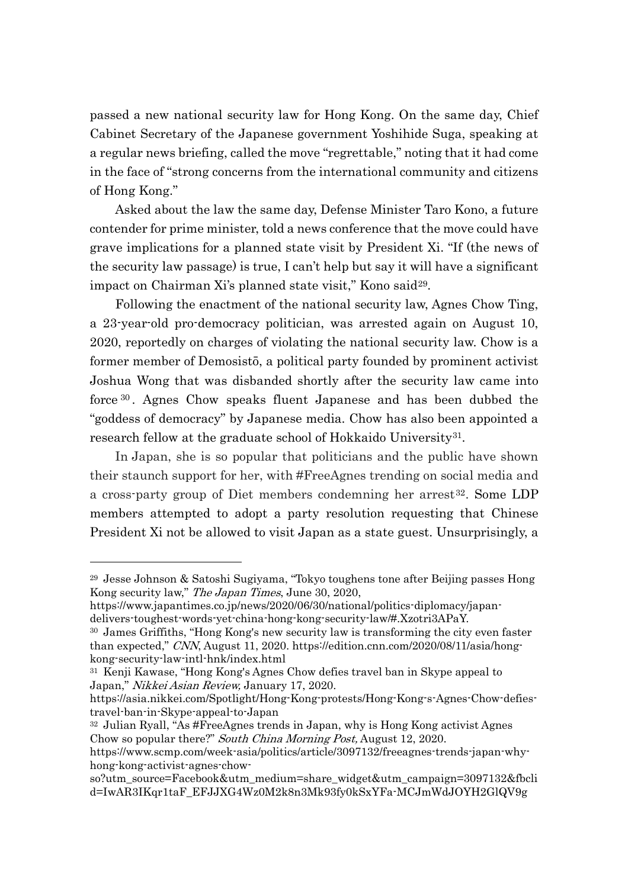passed a new national security law for Hong Kong. On the same day, Chief Cabinet Secretary of the Japanese government Yoshihide Suga, speaking at a regular news briefing, called the move "regrettable," noting that it had come in the face of "strong concerns from the international community and citizens of Hong Kong."

Asked about the law the same day, Defense Minister Taro Kono, a future contender for prime minister, told a news conference that the move could have grave implications for a planned state visit by President Xi. "If (the news of the security law passage) is true, I can't help but say it will have a significant impact on Chairman Xi's planned state visit," Kono said[29].

Following the enactment of the national security law, Agnes Chow Ting, a 23-year-old pro-democracy politician, was arrested again on August 10, 2020, reportedly on charges of violating the national security law. Chow is a former member of Demosistō, a political party founded by prominent activist Joshua Wong that was disbanded shortly after the security law came into force[30]. Agnes Chow speaks fluent Japanese and has been dubbed the "goddess of democracy" by Japanese media. Chow has also been appointed a research fellow at the graduate school of Hokkaido University[31].

In Japan, she is so popular that politicians and the public have shown their staunch support for her, with #FreeAgnes trending on social media and a cross-party group of Diet members condemning her arrest[32]. Some LDP members attempted to adopt a party resolution requesting that Chinese President Xi not be allowed to visit Japan as a state guest. Unsurprisingly, a

---

[29] Jesse Johnson & Satoshi Sugiyama, "Tokyo toughens tone after Beijing passes Hong Kong security law," *The Japan Times*, June 30, 2020, https://www.japantimes.co.jp/news/2020/06/30/national/politics-diplomacy/japan-delivers-toughest-words-yet-china-hong-kong-security-law/#.Xzotri3APaY.

[30] James Griffiths, "Hong Kong's new security law is transforming the city even faster than expected," *CNN*, August 11, 2020. https://edition.cnn.com/2020/08/11/asia/hong-kong-security-law-intl-hnk/index.html

[31] Kenji Kawase, "Hong Kong's Agnes Chow defies travel ban in Skype appeal to Japan," *Nikkei Asian Review,* January 17, 2020. https://asia.nikkei.com/Spotlight/Hong-Kong-protests/Hong-Kong-s-Agnes-Chow-defies-travel-ban-in-Skype-appeal-to-Japan

[32] Julian Ryall, "As #FreeAgnes trends in Japan, why is Hong Kong activist Agnes Chow so popular there?" *South China Morning Post,* August 12, 2020. https://www.scmp.com/week-asia/politics/article/3097132/freeagnes-trends-japan-why-hong-kong-activist-agnes-chow-so?utm_source=Facebook&utm_medium=share_widget&utm_campaign=3097132&fbclid=IwAR3IKqr1taF_EFJJXG4Wz0M2k8n3Mk93fy0kSxYFa-MCJmWdJOYH2GlQV9g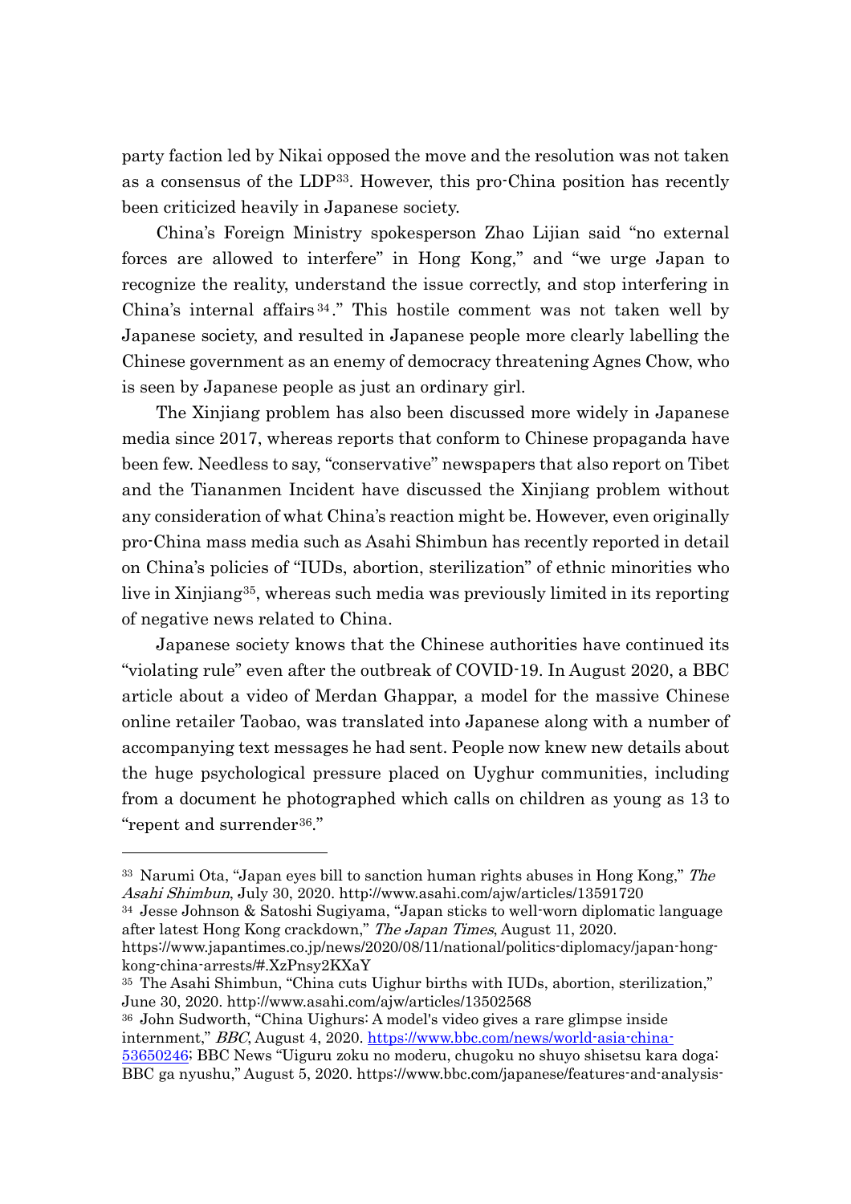party faction led by Nikai opposed the move and the resolution was not taken as a consensus of the LDP[33]. However, this pro-China position has recently been criticized heavily in Japanese society.

China's Foreign Ministry spokesperson Zhao Lijian said "no external forces are allowed to interfere" in Hong Kong," and "we urge Japan to recognize the reality, understand the issue correctly, and stop interfering in China's internal affairs[34]." This hostile comment was not taken well by Japanese society, and resulted in Japanese people more clearly labelling the Chinese government as an enemy of democracy threatening Agnes Chow, who is seen by Japanese people as just an ordinary girl.

The Xinjiang problem has also been discussed more widely in Japanese media since 2017, whereas reports that conform to Chinese propaganda have been few. Needless to say, "conservative" newspapers that also report on Tibet and the Tiananmen Incident have discussed the Xinjiang problem without any consideration of what China's reaction might be. However, even originally pro-China mass media such as Asahi Shimbun has recently reported in detail on China's policies of "IUDs, abortion, sterilization" of ethnic minorities who live in Xinjiang[35], whereas such media was previously limited in its reporting of negative news related to China.

Japanese society knows that the Chinese authorities have continued its "violating rule" even after the outbreak of COVID-19. In August 2020, a BBC article about a video of Merdan Ghappar, a model for the massive Chinese online retailer Taobao, was translated into Japanese along with a number of accompanying text messages he had sent. People now knew new details about the huge psychological pressure placed on Uyghur communities, including from a document he photographed which calls on children as young as 13 to "repent and surrender[36]."

---

[33] Narumi Ota, "Japan eyes bill to sanction human rights abuses in Hong Kong," *The Asahi Shimbun*, July 30, 2020. http://www.asahi.com/ajw/articles/13591720

[34] Jesse Johnson & Satoshi Sugiyama, "Japan sticks to well-worn diplomatic language after latest Hong Kong crackdown," *The Japan Times*, August 11, 2020. https://www.japantimes.co.jp/news/2020/08/11/national/politics-diplomacy/japan-hong-kong-china-arrests/#.XzPnsy2KXaY

[35] The Asahi Shimbun, "China cuts Uighur births with IUDs, abortion, sterilization," June 30, 2020. http://www.asahi.com/ajw/articles/13502568

[36] John Sudworth, "China Uighurs: A model's video gives a rare glimpse inside internment," *BBC*, August 4, 2020. https://www.bbc.com/news/world-asia-china-53650246; BBC News "Uiguru zoku no moderu, chugoku no shuyo shisetsu kara doga: BBC ga nyushu," August 5, 2020. https://www.bbc.com/japanese/features-and-analysis-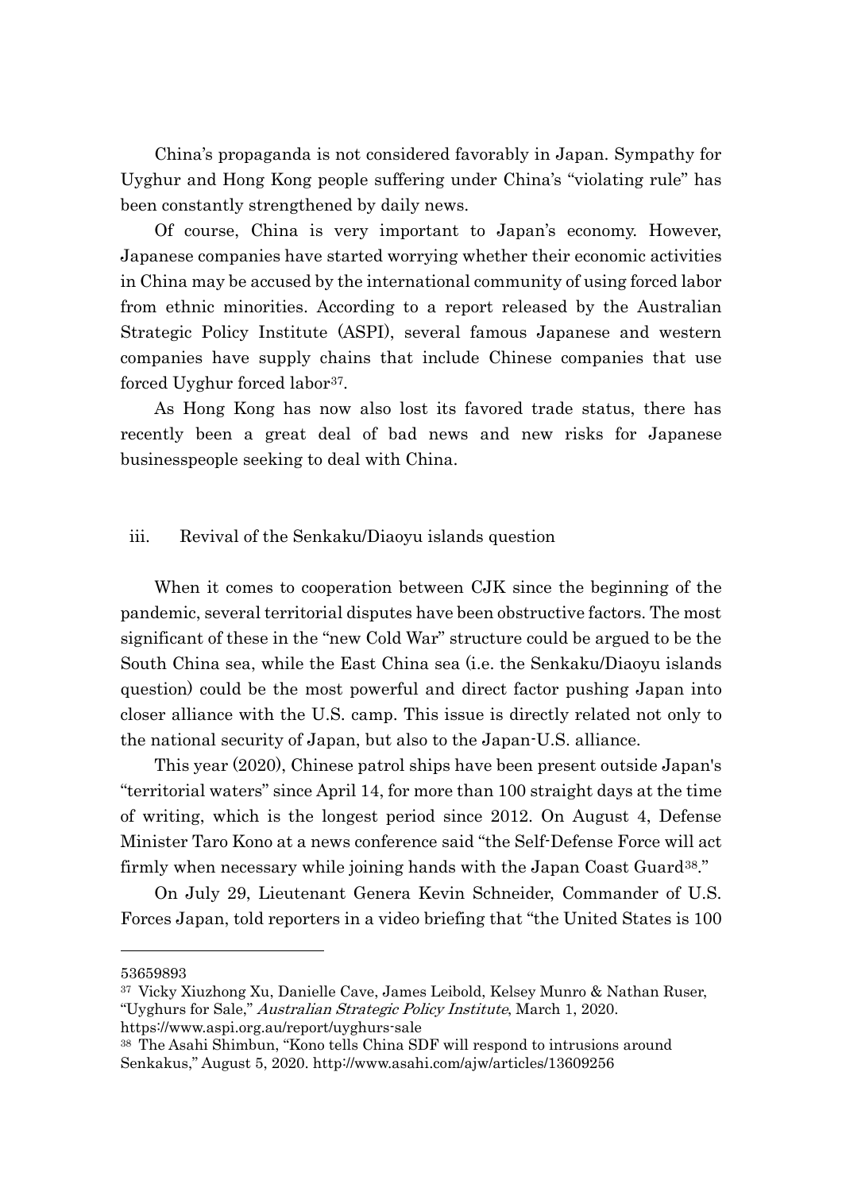China's propaganda is not considered favorably in Japan. Sympathy for Uyghur and Hong Kong people suffering under China's "violating rule" has been constantly strengthened by daily news.

Of course, China is very important to Japan's economy. However, Japanese companies have started worrying whether their economic activities in China may be accused by the international community of using forced labor from ethnic minorities. According to a report released by the Australian Strategic Policy Institute (ASPI), several famous Japanese and western companies have supply chains that include Chinese companies that use forced Uyghur forced labor[37].

As Hong Kong has now also lost its favored trade status, there has recently been a great deal of bad news and new risks for Japanese businesspeople seeking to deal with China.

### iii. Revival of the Senkaku/Diaoyu islands question

When it comes to cooperation between CJK since the beginning of the pandemic, several territorial disputes have been obstructive factors. The most significant of these in the "new Cold War" structure could be argued to be the South China sea, while the East China sea (i.e. the Senkaku/Diaoyu islands question) could be the most powerful and direct factor pushing Japan into closer alliance with the U.S. camp. This issue is directly related not only to the national security of Japan, but also to the Japan-U.S. alliance.

This year (2020), Chinese patrol ships have been present outside Japan's "territorial waters" since April 14, for more than 100 straight days at the time of writing, which is the longest period since 2012. On August 4, Defense Minister Taro Kono at a news conference said "the Self-Defense Force will act firmly when necessary while joining hands with the Japan Coast Guard[38]."

On July 29, Lieutenant Genera Kevin Schneider, Commander of U.S. Forces Japan, told reporters in a video briefing that "the United States is 100

---

53659893

[37] Vicky Xiuzhong Xu, Danielle Cave, James Leibold, Kelsey Munro & Nathan Ruser, "Uyghurs for Sale," *Australian Strategic Policy Institute*, March 1, 2020. https://www.aspi.org.au/report/uyghurs-sale

[38] The Asahi Shimbun, "Kono tells China SDF will respond to intrusions around Senkakus," August 5, 2020. http://www.asahi.com/ajw/articles/13609256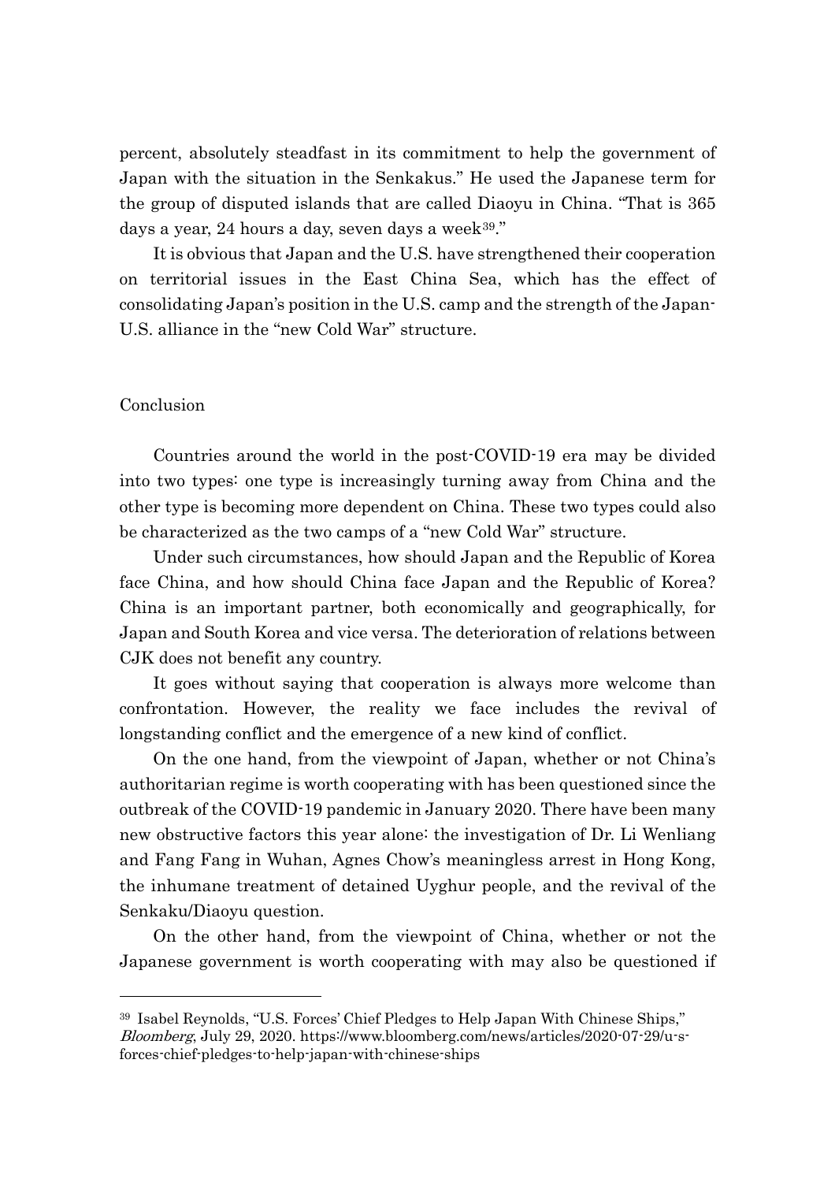percent, absolutely steadfast in its commitment to help the government of Japan with the situation in the Senkakus." He used the Japanese term for the group of disputed islands that are called Diaoyu in China. "That is 365 days a year, 24 hours a day, seven days a week[39]."

It is obvious that Japan and the U.S. have strengthened their cooperation on territorial issues in the East China Sea, which has the effect of consolidating Japan's position in the U.S. camp and the strength of the Japan-U.S. alliance in the "new Cold War" structure.

## Conclusion

Countries around the world in the post-COVID-19 era may be divided into two types: one type is increasingly turning away from China and the other type is becoming more dependent on China. These two types could also be characterized as the two camps of a "new Cold War" structure.

Under such circumstances, how should Japan and the Republic of Korea face China, and how should China face Japan and the Republic of Korea? China is an important partner, both economically and geographically, for Japan and South Korea and vice versa. The deterioration of relations between CJK does not benefit any country.

It goes without saying that cooperation is always more welcome than confrontation. However, the reality we face includes the revival of longstanding conflict and the emergence of a new kind of conflict.

On the one hand, from the viewpoint of Japan, whether or not China's authoritarian regime is worth cooperating with has been questioned since the outbreak of the COVID-19 pandemic in January 2020. There have been many new obstructive factors this year alone: the investigation of Dr. Li Wenliang and Fang Fang in Wuhan, Agnes Chow's meaningless arrest in Hong Kong, the inhumane treatment of detained Uyghur people, and the revival of the Senkaku/Diaoyu question.

On the other hand, from the viewpoint of China, whether or not the Japanese government is worth cooperating with may also be questioned if

---

[39] Isabel Reynolds, "U.S. Forces' Chief Pledges to Help Japan With Chinese Ships," *Bloomberg*, July 29, 2020. https://www.bloomberg.com/news/articles/2020-07-29/u-s-forces-chief-pledges-to-help-japan-with-chinese-ships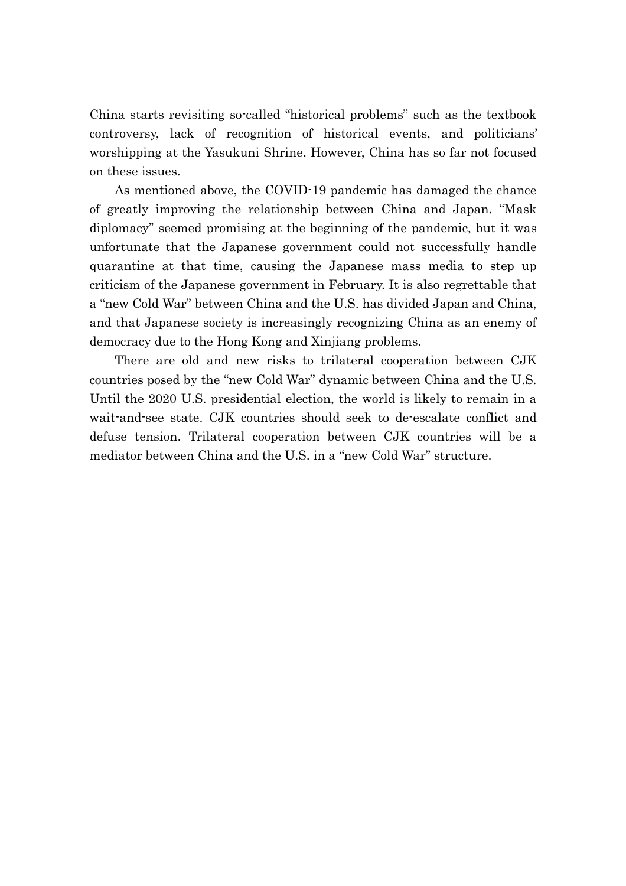China starts revisiting so-called "historical problems" such as the textbook controversy, lack of recognition of historical events, and politicians' worshipping at the Yasukuni Shrine. However, China has so far not focused on these issues.

As mentioned above, the COVID-19 pandemic has damaged the chance of greatly improving the relationship between China and Japan. "Mask diplomacy" seemed promising at the beginning of the pandemic, but it was unfortunate that the Japanese government could not successfully handle quarantine at that time, causing the Japanese mass media to step up criticism of the Japanese government in February. It is also regrettable that a "new Cold War" between China and the U.S. has divided Japan and China, and that Japanese society is increasingly recognizing China as an enemy of democracy due to the Hong Kong and Xinjiang problems.

There are old and new risks to trilateral cooperation between CJK countries posed by the "new Cold War" dynamic between China and the U.S. Until the 2020 U.S. presidential election, the world is likely to remain in a wait-and-see state. CJK countries should seek to de-escalate conflict and defuse tension. Trilateral cooperation between CJK countries will be a mediator between China and the U.S. in a "new Cold War" structure.